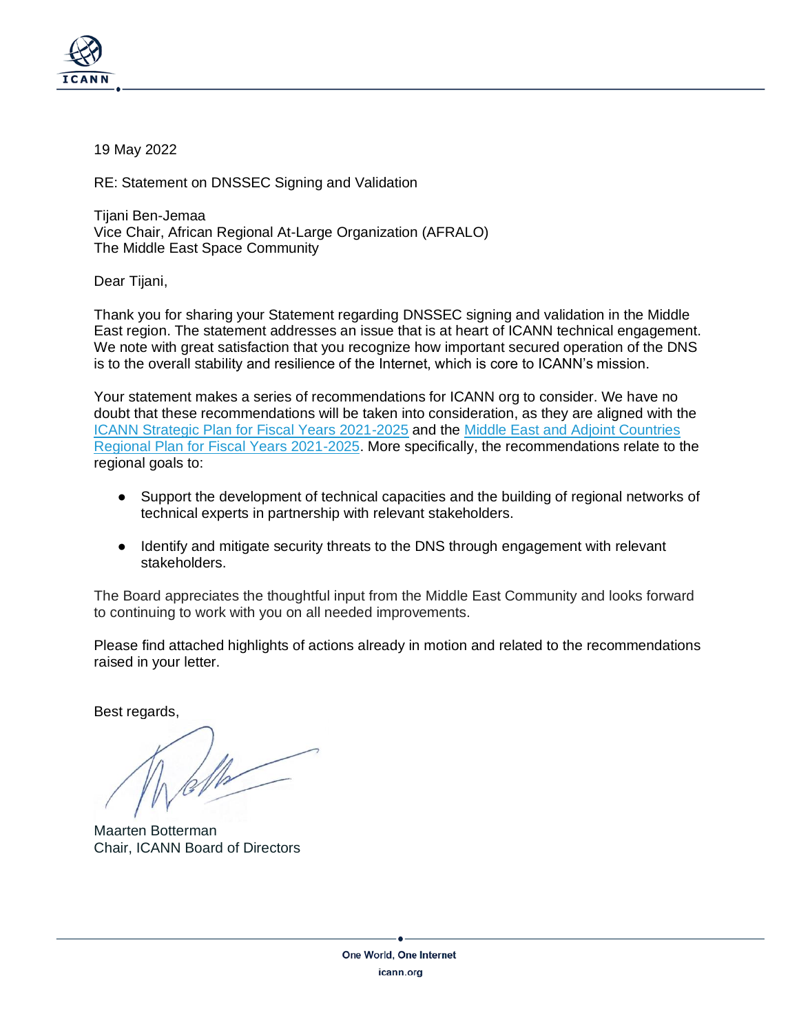19 May 2022

RE: Statement on DNSSEC Signing and Validation

Tijani Ben-Jemaa
Vice Chair, African Regional At-Large Organization (AFRALO)
The Middle East Space Community

Dear Tijani,

Thank you for sharing your Statement regarding DNSSEC signing and validation in the Middle East region. The statement addresses an issue that is at heart of ICANN technical engagement. We note with great satisfaction that you recognize how important secured operation of the DNS is to the overall stability and resilience of the Internet, which is core to ICANN's mission.

Your statement makes a series of recommendations for ICANN org to consider. We have no doubt that these recommendations will be taken into consideration, as they are aligned with the ICANN Strategic Plan for Fiscal Years 2021-2025 and the Middle East and Adjoint Countries Regional Plan for Fiscal Years 2021-2025. More specifically, the recommendations relate to the regional goals to:

- Support the development of technical capacities and the building of regional networks of technical experts in partnership with relevant stakeholders.
- Identify and mitigate security threats to the DNS through engagement with relevant stakeholders.

The Board appreciates the thoughtful input from the Middle East Community and looks forward to continuing to work with you on all needed improvements.

Please find attached highlights of actions already in motion and related to the recommendations raised in your letter.

Best regards,

Maarten Botterman
Chair, ICANN Board of Directors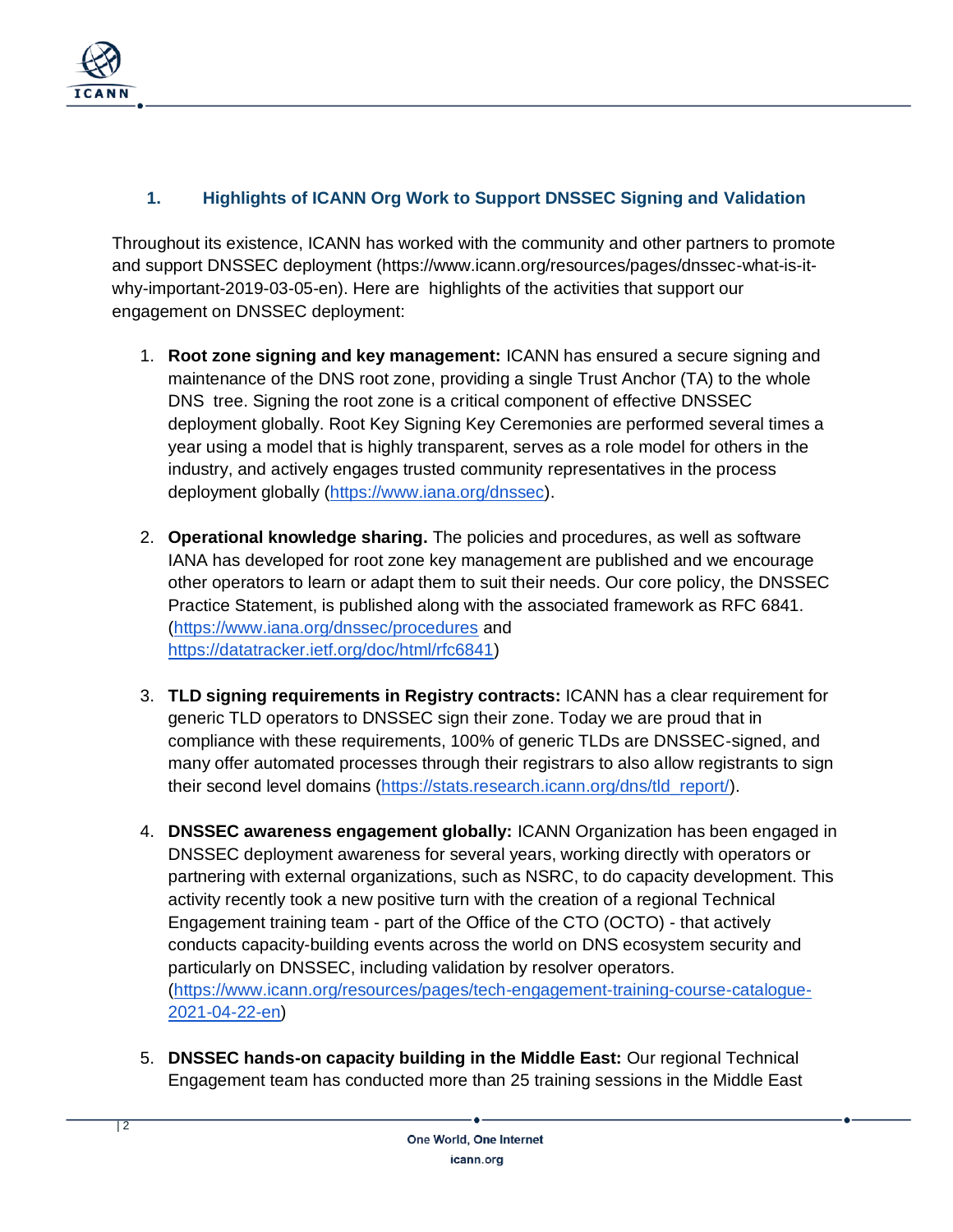## 1. Highlights of ICANN Org Work to Support DNSSEC Signing and Validation

Throughout its existence, ICANN has worked with the community and other partners to promote and support DNSSEC deployment (https://www.icann.org/resources/pages/dnssec-what-is-it-why-important-2019-03-05-en). Here are highlights of the activities that support our engagement on DNSSEC deployment:

1. **Root zone signing and key management:** ICANN has ensured a secure signing and maintenance of the DNS root zone, providing a single Trust Anchor (TA) to the whole DNS tree. Signing the root zone is a critical component of effective DNSSEC deployment globally. Root Key Signing Key Ceremonies are performed several times a year using a model that is highly transparent, serves as a role model for others in the industry, and actively engages trusted community representatives in the process deployment globally (https://www.iana.org/dnssec).

2. **Operational knowledge sharing.** The policies and procedures, as well as software IANA has developed for root zone key management are published and we encourage other operators to learn or adapt them to suit their needs. Our core policy, the DNSSEC Practice Statement, is published along with the associated framework as RFC 6841. (https://www.iana.org/dnssec/procedures and https://datatracker.ietf.org/doc/html/rfc6841)

3. **TLD signing requirements in Registry contracts:** ICANN has a clear requirement for generic TLD operators to DNSSEC sign their zone. Today we are proud that in compliance with these requirements, 100% of generic TLDs are DNSSEC-signed, and many offer automated processes through their registrars to also allow registrants to sign their second level domains (https://stats.research.icann.org/dns/tld_report/).

4. **DNSSEC awareness engagement globally:** ICANN Organization has been engaged in DNSSEC deployment awareness for several years, working directly with operators or partnering with external organizations, such as NSRC, to do capacity development. This activity recently took a new positive turn with the creation of a regional Technical Engagement training team - part of the Office of the CTO (OCTO) - that actively conducts capacity-building events across the world on DNS ecosystem security and particularly on DNSSEC, including validation by resolver operators. (https://www.icann.org/resources/pages/tech-engagement-training-course-catalogue-2021-04-22-en)

5. **DNSSEC hands-on capacity building in the Middle East:** Our regional Technical Engagement team has conducted more than 25 training sessions in the Middle East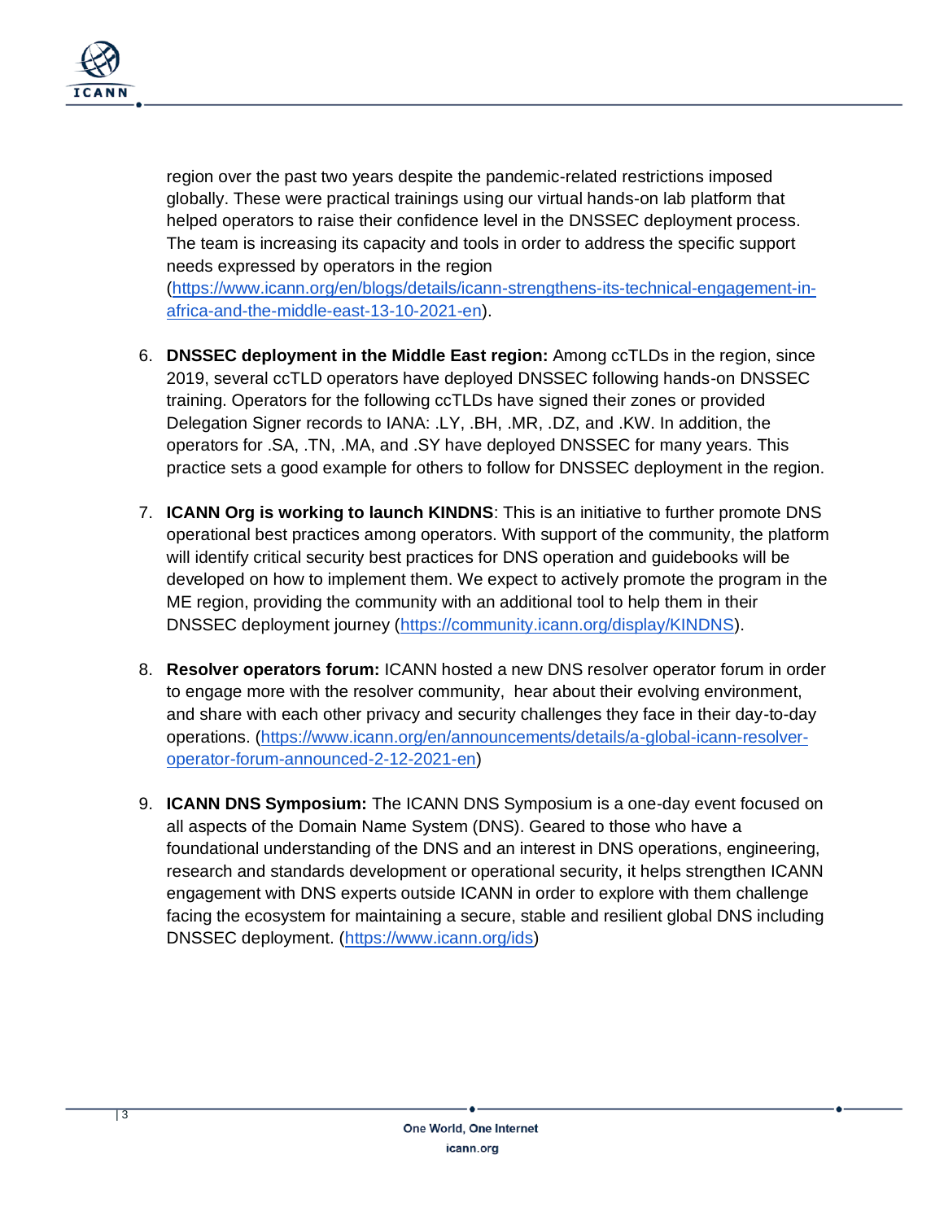region over the past two years despite the pandemic-related restrictions imposed globally. These were practical trainings using our virtual hands-on lab platform that helped operators to raise their confidence level in the DNSSEC deployment process. The team is increasing its capacity and tools in order to address the specific support needs expressed by operators in the region (https://www.icann.org/en/blogs/details/icann-strengthens-its-technical-engagement-in-africa-and-the-middle-east-13-10-2021-en).

6. **DNSSEC deployment in the Middle East region:** Among ccTLDs in the region, since 2019, several ccTLD operators have deployed DNSSEC following hands-on DNSSEC training. Operators for the following ccTLDs have signed their zones or provided Delegation Signer records to IANA: .LY, .BH, .MR, .DZ, and .KW. In addition, the operators for .SA, .TN, .MA, and .SY have deployed DNSSEC for many years. This practice sets a good example for others to follow for DNSSEC deployment in the region.

7. **ICANN Org is working to launch KINDNS**: This is an initiative to further promote DNS operational best practices among operators. With support of the community, the platform will identify critical security best practices for DNS operation and guidebooks will be developed on how to implement them. We expect to actively promote the program in the ME region, providing the community with an additional tool to help them in their DNSSEC deployment journey (https://community.icann.org/display/KINDNS).

8. **Resolver operators forum:** ICANN hosted a new DNS resolver operator forum in order to engage more with the resolver community, hear about their evolving environment, and share with each other privacy and security challenges they face in their day-to-day operations. (https://www.icann.org/en/announcements/details/a-global-icann-resolver-operator-forum-announced-2-12-2021-en)

9. **ICANN DNS Symposium:** The ICANN DNS Symposium is a one-day event focused on all aspects of the Domain Name System (DNS). Geared to those who have a foundational understanding of the DNS and an interest in DNS operations, engineering, research and standards development or operational security, it helps strengthen ICANN engagement with DNS experts outside ICANN in order to explore with them challenge facing the ecosystem for maintaining a secure, stable and resilient global DNS including DNSSEC deployment. (https://www.icann.org/ids)